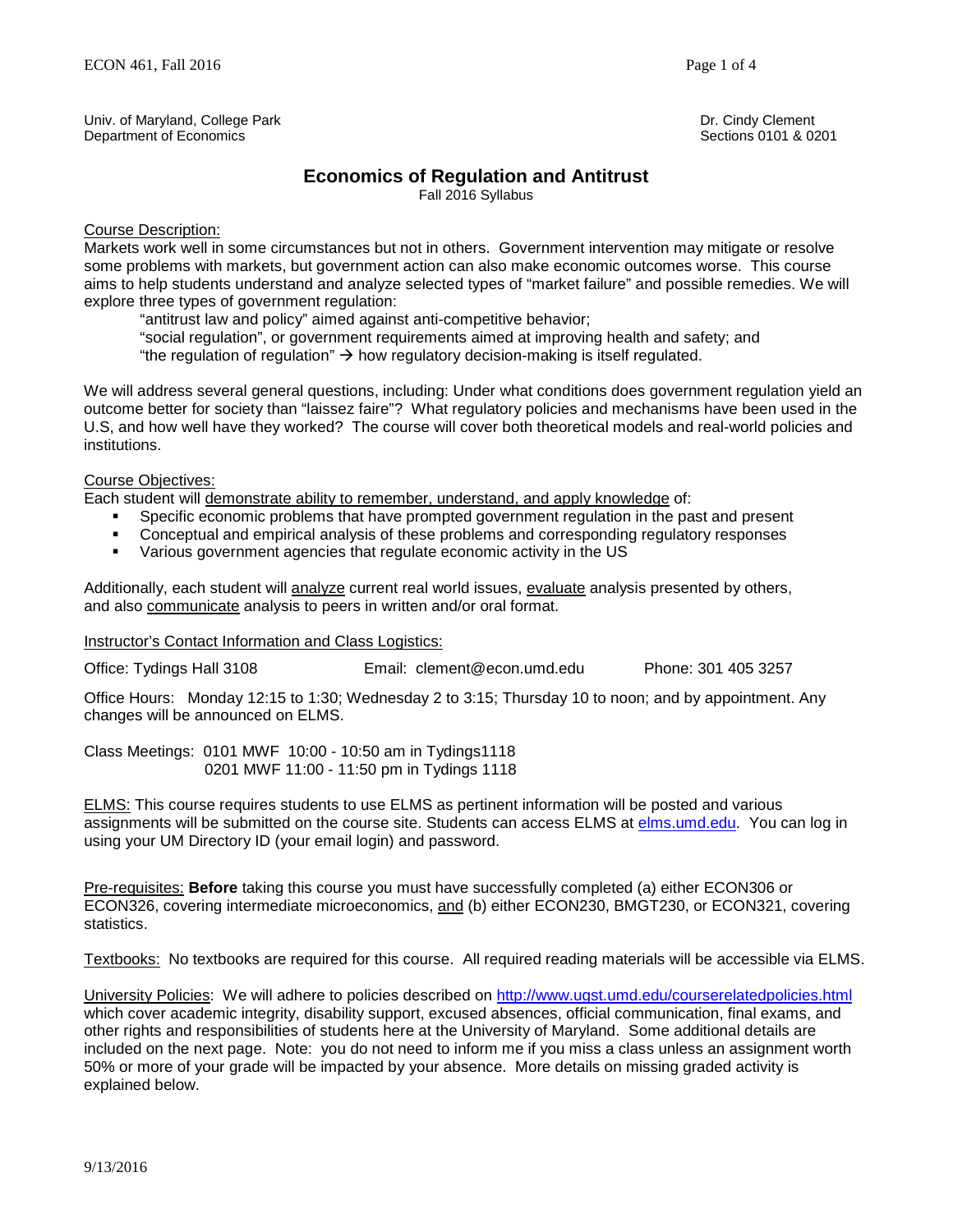Univ. of Maryland, College Park
Department of Economics

Dr. Cindy Clement
Sections 0101 & 0201

# Economics of Regulation and Antitrust

Fall 2016 Syllabus

Course Description:

Markets work well in some circumstances but not in others. Government intervention may mitigate or resolve some problems with markets, but government action can also make economic outcomes worse. This course aims to help students understand and analyze selected types of "market failure" and possible remedies. We will explore three types of government regulation:

"antitrust law and policy" aimed against anti-competitive behavior;
"social regulation", or government requirements aimed at improving health and safety; and
"the regulation of regulation" → how regulatory decision-making is itself regulated.

We will address several general questions, including: Under what conditions does government regulation yield an outcome better for society than "laissez faire"? What regulatory policies and mechanisms have been used in the U.S, and how well have they worked? The course will cover both theoretical models and real-world policies and institutions.

Course Objectives:

Each student will demonstrate ability to remember, understand, and apply knowledge of:

- Specific economic problems that have prompted government regulation in the past and present
- Conceptual and empirical analysis of these problems and corresponding regulatory responses
- Various government agencies that regulate economic activity in the US

Additionally, each student will analyze current real world issues, evaluate analysis presented by others, and also communicate analysis to peers in written and/or oral format.

Instructor's Contact Information and Class Logistics:

Office: Tydings Hall 3108    Email: clement@econ.umd.edu    Phone: 301 405 3257

Office Hours: Monday 12:15 to 1:30; Wednesday 2 to 3:15; Thursday 10 to noon; and by appointment. Any changes will be announced on ELMS.

Class Meetings: 0101 MWF 10:00 - 10:50 am in Tydings1118
0201 MWF 11:00 - 11:50 pm in Tydings 1118

ELMS: This course requires students to use ELMS as pertinent information will be posted and various assignments will be submitted on the course site. Students can access ELMS at elms.umd.edu. You can log in using your UM Directory ID (your email login) and password.

Pre-requisites: **Before** taking this course you must have successfully completed (a) either ECON306 or ECON326, covering intermediate microeconomics, and (b) either ECON230, BMGT230, or ECON321, covering statistics.

Textbooks: No textbooks are required for this course. All required reading materials will be accessible via ELMS.

University Policies: We will adhere to policies described on http://www.ugst.umd.edu/courserelatedpolicies.html which cover academic integrity, disability support, excused absences, official communication, final exams, and other rights and responsibilities of students here at the University of Maryland. Some additional details are included on the next page. Note: you do not need to inform me if you miss a class unless an assignment worth 50% or more of your grade will be impacted by your absence. More details on missing graded activity is explained below.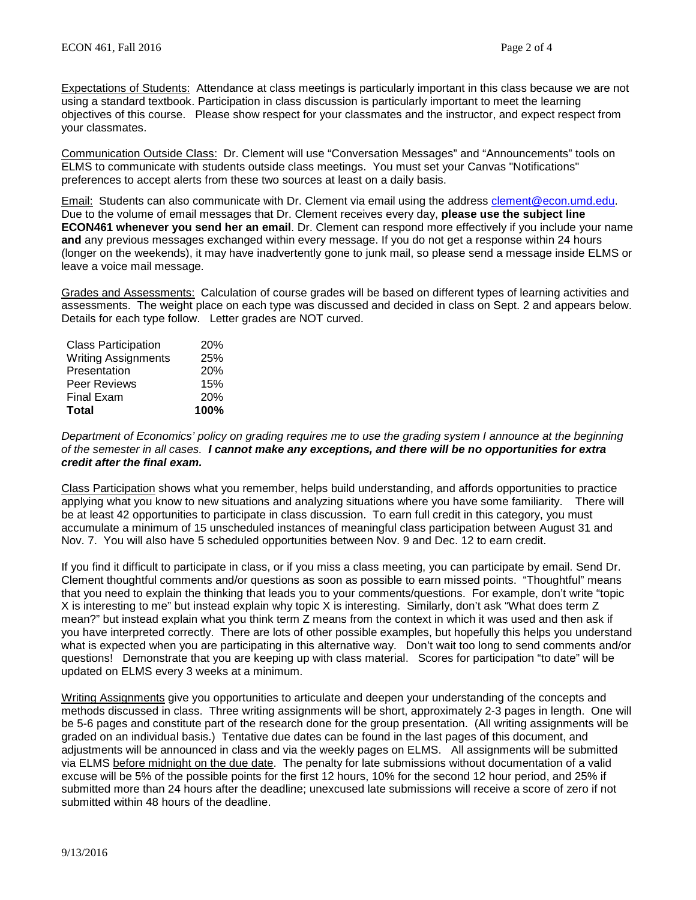Expectations of Students: Attendance at class meetings is particularly important in this class because we are not using a standard textbook. Participation in class discussion is particularly important to meet the learning objectives of this course. Please show respect for your classmates and the instructor, and expect respect from your classmates.

Communication Outside Class: Dr. Clement will use "Conversation Messages" and "Announcements" tools on ELMS to communicate with students outside class meetings. You must set your Canvas "Notifications" preferences to accept alerts from these two sources at least on a daily basis.

Email: Students can also communicate with Dr. Clement via email using the address clement@econ.umd.edu. Due to the volume of email messages that Dr. Clement receives every day, **please use the subject line ECON461 whenever you send her an email**. Dr. Clement can respond more effectively if you include your name **and** any previous messages exchanged within every message. If you do not get a response within 24 hours (longer on the weekends), it may have inadvertently gone to junk mail, so please send a message inside ELMS or leave a voice mail message.

Grades and Assessments: Calculation of course grades will be based on different types of learning activities and assessments. The weight place on each type was discussed and decided in class on Sept. 2 and appears below. Details for each type follow. Letter grades are NOT curved.

| | |
|---|---|
| Class Participation | 20% |
| Writing Assignments | 25% |
| Presentation | 20% |
| Peer Reviews | 15% |
| Final Exam | 20% |
| **Total** | **100%** |

*Department of Economics' policy on grading requires me to use the grading system I announce at the beginning of the semester in all cases.* ***I cannot make any exceptions, and there will be no opportunities for extra credit after the final exam.***

Class Participation shows what you remember, helps build understanding, and affords opportunities to practice applying what you know to new situations and analyzing situations where you have some familiarity. There will be at least 42 opportunities to participate in class discussion. To earn full credit in this category, you must accumulate a minimum of 15 unscheduled instances of meaningful class participation between August 31 and Nov. 7. You will also have 5 scheduled opportunities between Nov. 9 and Dec. 12 to earn credit.

If you find it difficult to participate in class, or if you miss a class meeting, you can participate by email. Send Dr. Clement thoughtful comments and/or questions as soon as possible to earn missed points. "Thoughtful" means that you need to explain the thinking that leads you to your comments/questions. For example, don't write "topic X is interesting to me" but instead explain why topic X is interesting. Similarly, don't ask "What does term Z mean?" but instead explain what you think term Z means from the context in which it was used and then ask if you have interpreted correctly. There are lots of other possible examples, but hopefully this helps you understand what is expected when you are participating in this alternative way. Don't wait too long to send comments and/or questions! Demonstrate that you are keeping up with class material. Scores for participation "to date" will be updated on ELMS every 3 weeks at a minimum.

Writing Assignments give you opportunities to articulate and deepen your understanding of the concepts and methods discussed in class. Three writing assignments will be short, approximately 2-3 pages in length. One will be 5-6 pages and constitute part of the research done for the group presentation. (All writing assignments will be graded on an individual basis.) Tentative due dates can be found in the last pages of this document, and adjustments will be announced in class and via the weekly pages on ELMS. All assignments will be submitted via ELMS before midnight on the due date. The penalty for late submissions without documentation of a valid excuse will be 5% of the possible points for the first 12 hours, 10% for the second 12 hour period, and 25% if submitted more than 24 hours after the deadline; unexcused late submissions will receive a score of zero if not submitted within 48 hours of the deadline.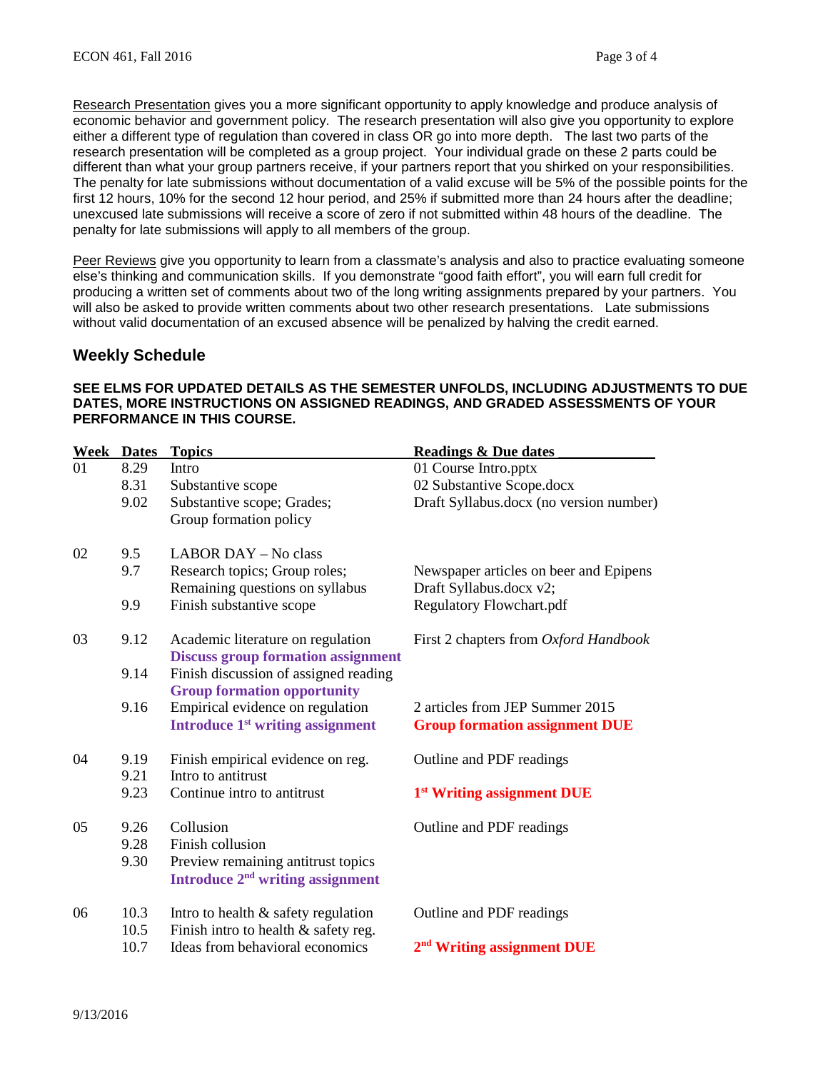Research Presentation gives you a more significant opportunity to apply knowledge and produce analysis of economic behavior and government policy. The research presentation will also give you opportunity to explore either a different type of regulation than covered in class OR go into more depth. The last two parts of the research presentation will be completed as a group project. Your individual grade on these 2 parts could be different than what your group partners receive, if your partners report that you shirked on your responsibilities. The penalty for late submissions without documentation of a valid excuse will be 5% of the possible points for the first 12 hours, 10% for the second 12 hour period, and 25% if submitted more than 24 hours after the deadline; unexcused late submissions will receive a score of zero if not submitted within 48 hours of the deadline. The penalty for late submissions will apply to all members of the group.

Peer Reviews give you opportunity to learn from a classmate's analysis and also to practice evaluating someone else's thinking and communication skills. If you demonstrate "good faith effort", you will earn full credit for producing a written set of comments about two of the long writing assignments prepared by your partners. You will also be asked to provide written comments about two other research presentations. Late submissions without valid documentation of an excused absence will be penalized by halving the credit earned.

## Weekly Schedule

**SEE ELMS FOR UPDATED DETAILS AS THE SEMESTER UNFOLDS, INCLUDING ADJUSTMENTS TO DUE DATES, MORE INSTRUCTIONS ON ASSIGNED READINGS, AND GRADED ASSESSMENTS OF YOUR PERFORMANCE IN THIS COURSE.**

| Week | Dates | Topics | Readings & Due dates |
|---|---|---|---|
| 01 | 8.29 | Intro | 01 Course Intro.pptx |
| | 8.31 | Substantive scope | 02 Substantive Scope.docx |
| | 9.02 | Substantive scope; Grades; Group formation policy | Draft Syllabus.docx (no version number) |
| 02 | 9.5 | LABOR DAY – No class | |
| | 9.7 | Research topics; Group roles; Remaining questions on syllabus | Newspaper articles on beer and Epipens; Draft Syllabus.docx v2; |
| | 9.9 | Finish substantive scope | Regulatory Flowchart.pdf |
| 03 | 9.12 | Academic literature on regulation **Discuss group formation assignment** | First 2 chapters from *Oxford Handbook* |
| | 9.14 | Finish discussion of assigned reading **Group formation opportunity** | |
| | 9.16 | Empirical evidence on regulation **Introduce 1st writing assignment** | 2 articles from JEP Summer 2015 **Group formation assignment DUE** |
| 04 | 9.19 | Finish empirical evidence on reg. | Outline and PDF readings |
| | 9.21 | Intro to antitrust | |
| | 9.23 | Continue intro to antitrust | **1st Writing assignment DUE** |
| 05 | 9.26 | Collusion | Outline and PDF readings |
| | 9.28 | Finish collusion | |
| | 9.30 | Preview remaining antitrust topics **Introduce 2nd writing assignment** | |
| 06 | 10.3 | Intro to health & safety regulation | Outline and PDF readings |
| | 10.5 | Finish intro to health & safety reg. | |
| | 10.7 | Ideas from behavioral economics | **2nd Writing assignment DUE** |

9/13/2016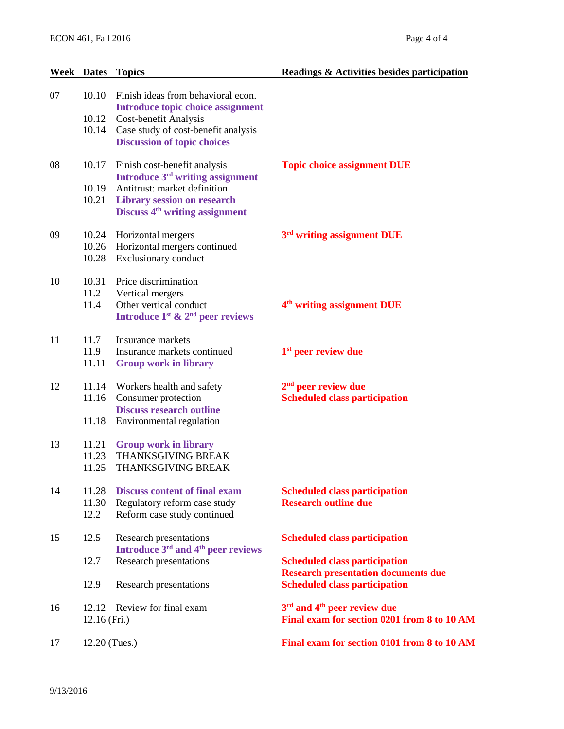| Week | Dates | Topics | Readings & Activities besides participation |
|---|---|---|---|
| 07 | 10.10 | Finish ideas from behavioral econ. | |
| | | **Introduce topic choice assignment** | |
| | 10.12 | Cost-benefit Analysis | |
| | 10.14 | Case study of cost-benefit analysis | |
| | | **Discussion of topic choices** | |
| 08 | 10.17 | Finish cost-benefit analysis | **Topic choice assignment DUE** |
| | | **Introduce 3rd writing assignment** | |
| | 10.19 | Antitrust: market definition | |
| | 10.21 | **Library session on research** | |
| | | **Discuss 4th writing assignment** | |
| 09 | 10.24 | Horizontal mergers | **3rd writing assignment DUE** |
| | 10.26 | Horizontal mergers continued | |
| | 10.28 | Exclusionary conduct | |
| 10 | 10.31 | Price discrimination | |
| | 11.2 | Vertical mergers | |
| | 11.4 | Other vertical conduct | **4th writing assignment DUE** |
| | | **Introduce 1st & 2nd peer reviews** | |
| 11 | 11.7 | Insurance markets | |
| | 11.9 | Insurance markets continued | **1st peer review due** |
| | 11.11 | **Group work in library** | |
| 12 | 11.14 | Workers health and safety | **2nd peer review due** |
| | 11.16 | Consumer protection | **Scheduled class participation** |
| | | **Discuss research outline** | |
| | 11.18 | Environmental regulation | |
| 13 | 11.21 | **Group work in library** | |
| | 11.23 | THANKSGIVING BREAK | |
| | 11.25 | THANKSGIVING BREAK | |
| 14 | 11.28 | **Discuss content of final exam** | **Scheduled class participation** |
| | 11.30 | Regulatory reform case study | **Research outline due** |
| | 12.2 | Reform case study continued | |
| 15 | 12.5 | Research presentations | **Scheduled class participation** |
| | | **Introduce 3rd and 4th peer reviews** | |
| | 12.7 | Research presentations | **Scheduled class participation** |
| | | | **Research presentation documents due** |
| | 12.9 | Research presentations | **Scheduled class participation** |
| 16 | 12.12 | Review for final exam | **3rd and 4th peer review due** |
| | 12.16 (Fri.) | | **Final exam for section 0201 from 8 to 10 AM** |
| 17 | 12.20 (Tues.) | | **Final exam for section 0101 from 8 to 10 AM** |

9/13/2016